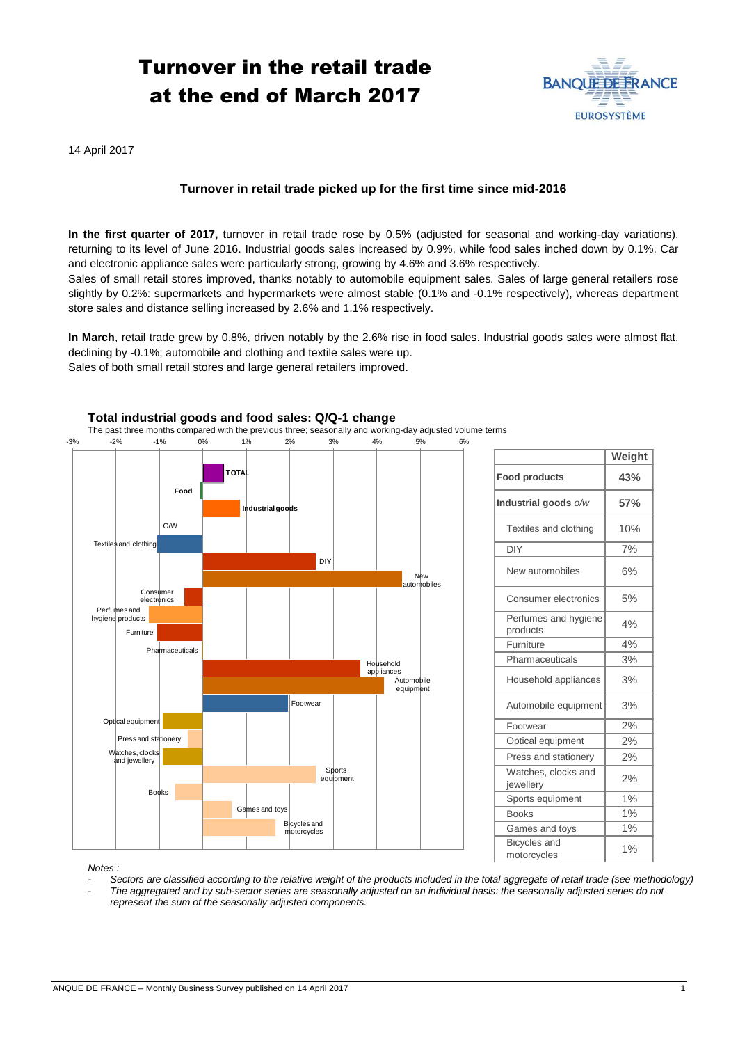# Turnover in the retail trade at the end of March 2017

14 April 2017

### Turnover in retail trade picked up for the first time since mid-2016

**In the first quarter of 2017,** turnover in retail trade rose by 0.5% (adjusted for seasonal and working-day variations), returning to its level of June 2016. Industrial goods sales increased by 0.9%, while food sales inched down by 0.1%. Car and electronic appliance sales were particularly strong, growing by 4.6% and 3.6% respectively.
Sales of small retail stores improved, thanks notably to automobile equipment sales. Sales of large general retailers rose slightly by 0.2%: supermarkets and hypermarkets were almost stable (0.1% and -0.1% respectively), whereas department store sales and distance selling increased by 2.6% and 1.1% respectively.

**In March**, retail trade grew by 0.8%, driven notably by the 2.6% rise in food sales. Industrial goods sales were almost flat, declining by -0.1%; automobile and clothing and textile sales were up.
Sales of both small retail stores and large general retailers improved.

**Total industrial goods and food sales: Q/Q-1 change**

The past three months compared with the previous three; seasonally and working-day adjusted volume terms

| | Weight |
|---|---|
| **Food products** | **43%** |
| **Industrial goods** *o/w* | **57%** |
| Textiles and clothing | 10% |
| DIY | 7% |
| New automobiles | 6% |
| Consumer electronics | 5% |
| Perfumes and hygiene products | 4% |
| Furniture | 4% |
| Pharmaceuticals | 3% |
| Household appliances | 3% |
| Automobile equipment | 3% |
| Footwear | 2% |
| Optical equipment | 2% |
| Press and stationery | 2% |
| Watches, clocks and jewellery | 2% |
| Sports equipment | 1% |
| Books | 1% |
| Games and toys | 1% |
| Bicycles and motorcycles | 1% |

*Notes :*

- *Sectors are classified according to the relative weight of the products included in the total aggregate of retail trade (see methodology)*
- *The aggregated and by sub-sector series are seasonally adjusted on an individual basis: the seasonally adjusted series do not represent the sum of the seasonally adjusted components.*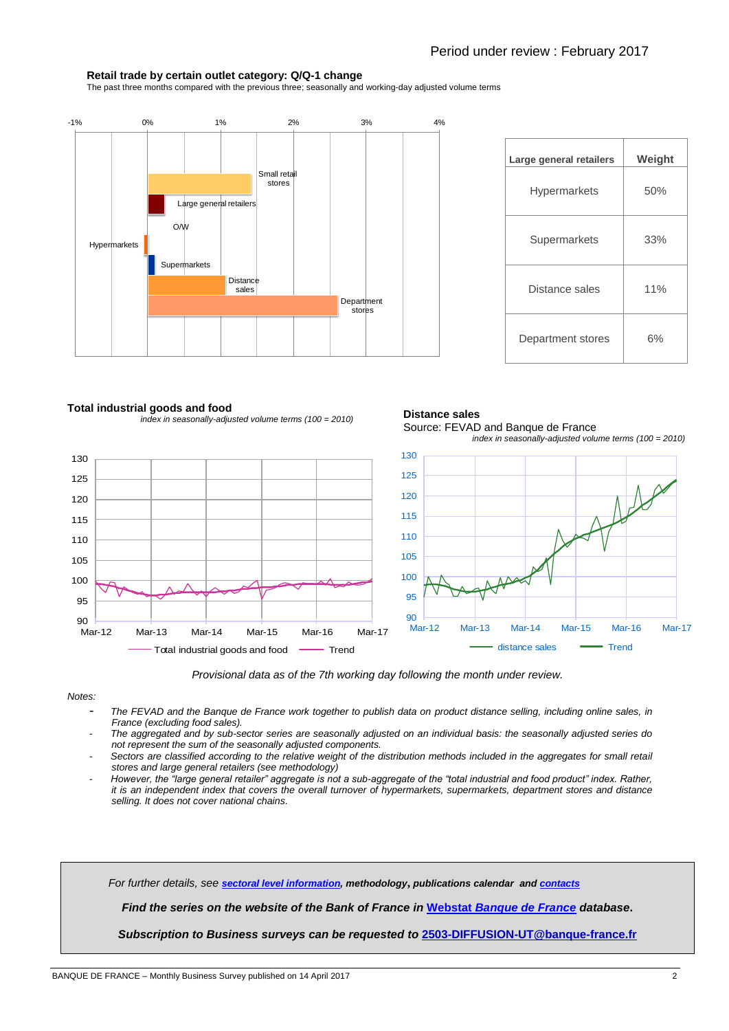Period under review : February 2017

**Retail trade by certain outlet category: Q/Q-1 change**

The past three months compared with the previous three; seasonally and working-day adjusted volume terms

-1%
0%
1%
2%
3%
4%

Small retail stores
Large general retailers
O/W
Hypermarkets
Supermarkets
Distance sales
Department stores

| Large general retailers | Weight |
|---|---|
| Hypermarkets | 50% |
| Supermarkets | 33% |
| Distance sales | 11% |
| Department stores | 6% |

**Total industrial goods and food**

*index in seasonally-adjusted volume terms (100 = 2010)*

130
125
120
115
110
105
100
95
90

Mar-12 Mar-13 Mar-14 Mar-15 Mar-16 Mar-17

Total industrial goods and food
Trend

**Distance sales**

Source: FEVAD and Banque de France

*index in seasonally-adjusted volume terms (100 = 2010)*

130
125
120
115
110
105
100
95
90

Mar-12 Mar-13 Mar-14 Mar-15 Mar-16 Mar-17

distance sales
Trend

*Provisional data as of the 7th working day following the month under review.*

*Notes:*

- *The FEVAD and the Banque de France work together to publish data on product distance selling, including online sales, in France (excluding food sales).*
- *The aggregated and by sub-sector series are seasonally adjusted on an individual basis: the seasonally adjusted series do not represent the sum of the seasonally adjusted components.*
- *Sectors are classified according to the relative weight of the distribution methods included in the aggregates for small retail stores and large general retailers (see methodology)*
- *However, the "large general retailer" aggregate is not a sub-aggregate of the "total industrial and food product" index. Rather, it is an independent index that covers the overall turnover of hypermarkets, supermarkets, department stores and distance selling. It does not cover national chains.*

*For further details, see* ***sectoral level information**, **methodology**, **publications calendar** and **contacts***

***Find the series on the website of the Bank of France in Webstat Banque de France database.***

***Subscription to Business surveys can be requested to 2503-DIFFUSION-UT@banque-france.fr***

BANQUE DE FRANCE – Monthly Business Survey published on 14 April 2017